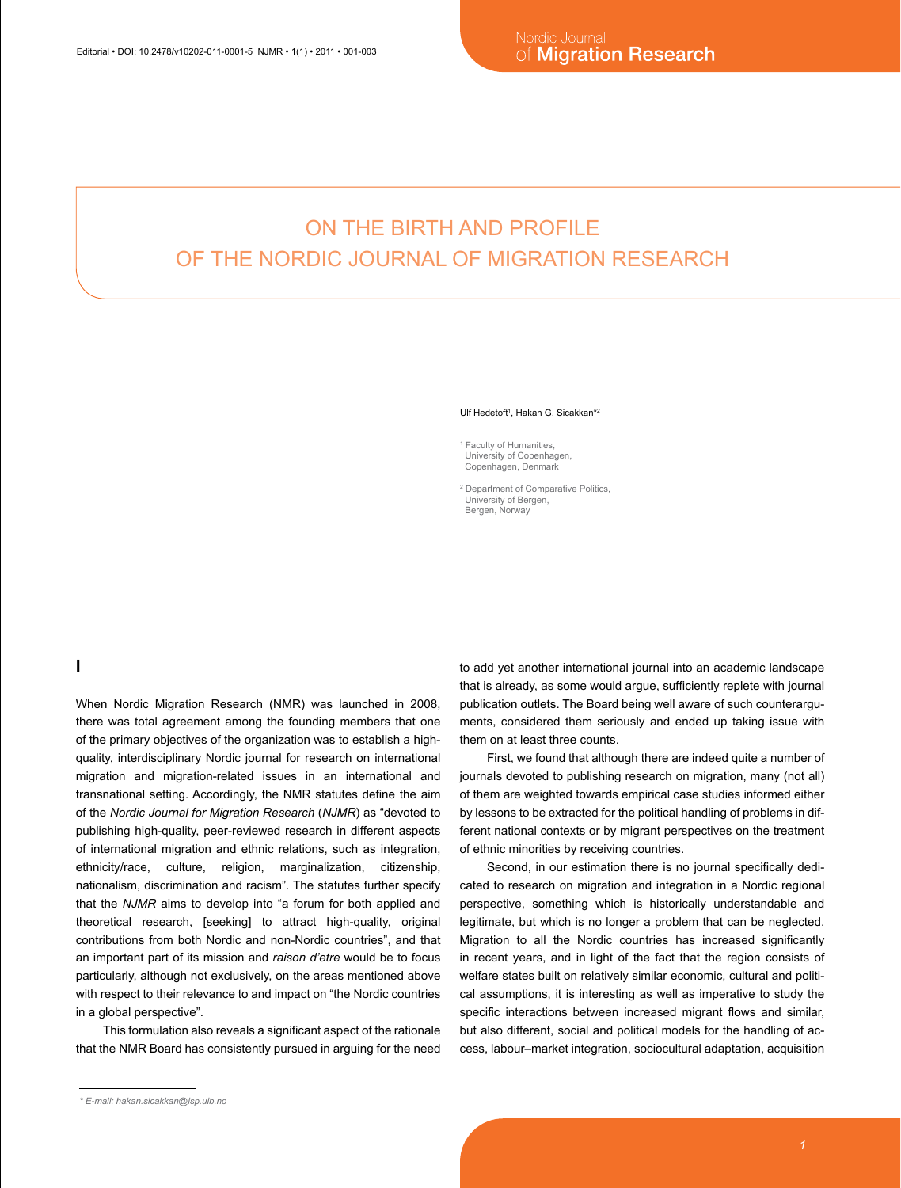# ON THE BIRTH AND PROFILE OF THE NORDIC JOURNAL OF MIGRATION RESEARCH

Ulf Hedetoft[1], Hakan G. Sicakkan*[2]

[1] Faculty of Humanities, University of Copenhagen, Copenhagen, Denmark

[2] Department of Comparative Politics, University of Bergen, Bergen, Norway

## I

When Nordic Migration Research (NMR) was launched in 2008, there was total agreement among the founding members that one of the primary objectives of the organization was to establish a high-quality, interdisciplinary Nordic journal for research on international migration and migration-related issues in an international and transnational setting. Accordingly, the NMR statutes define the aim of the *Nordic Journal for Migration Research* (*NJMR*) as "devoted to publishing high-quality, peer-reviewed research in different aspects of international migration and ethnic relations, such as integration, ethnicity/race, culture, religion, marginalization, citizenship, nationalism, discrimination and racism". The statutes further specify that the *NJMR* aims to develop into "a forum for both applied and theoretical research, [seeking] to attract high-quality, original contributions from both Nordic and non-Nordic countries", and that an important part of its mission and *raison d'etre* would be to focus particularly, although not exclusively, on the areas mentioned above with respect to their relevance to and impact on "the Nordic countries in a global perspective".

This formulation also reveals a significant aspect of the rationale that the NMR Board has consistently pursued in arguing for the need to add yet another international journal into an academic landscape that is already, as some would argue, sufficiently replete with journal publication outlets. The Board being well aware of such counterarguments, considered them seriously and ended up taking issue with them on at least three counts.

First, we found that although there are indeed quite a number of journals devoted to publishing research on migration, many (not all) of them are weighted towards empirical case studies informed either by lessons to be extracted for the political handling of problems in different national contexts or by migrant perspectives on the treatment of ethnic minorities by receiving countries.

Second, in our estimation there is no journal specifically dedicated to research on migration and integration in a Nordic regional perspective, something which is historically understandable and legitimate, but which is no longer a problem that can be neglected. Migration to all the Nordic countries has increased significantly in recent years, and in light of the fact that the region consists of welfare states built on relatively similar economic, cultural and political assumptions, it is interesting as well as imperative to study the specific interactions between increased migrant flows and similar, but also different, social and political models for the handling of access, labour–market integration, sociocultural adaptation, acquisition

\* E-mail: hakan.sicakkan@isp.uib.no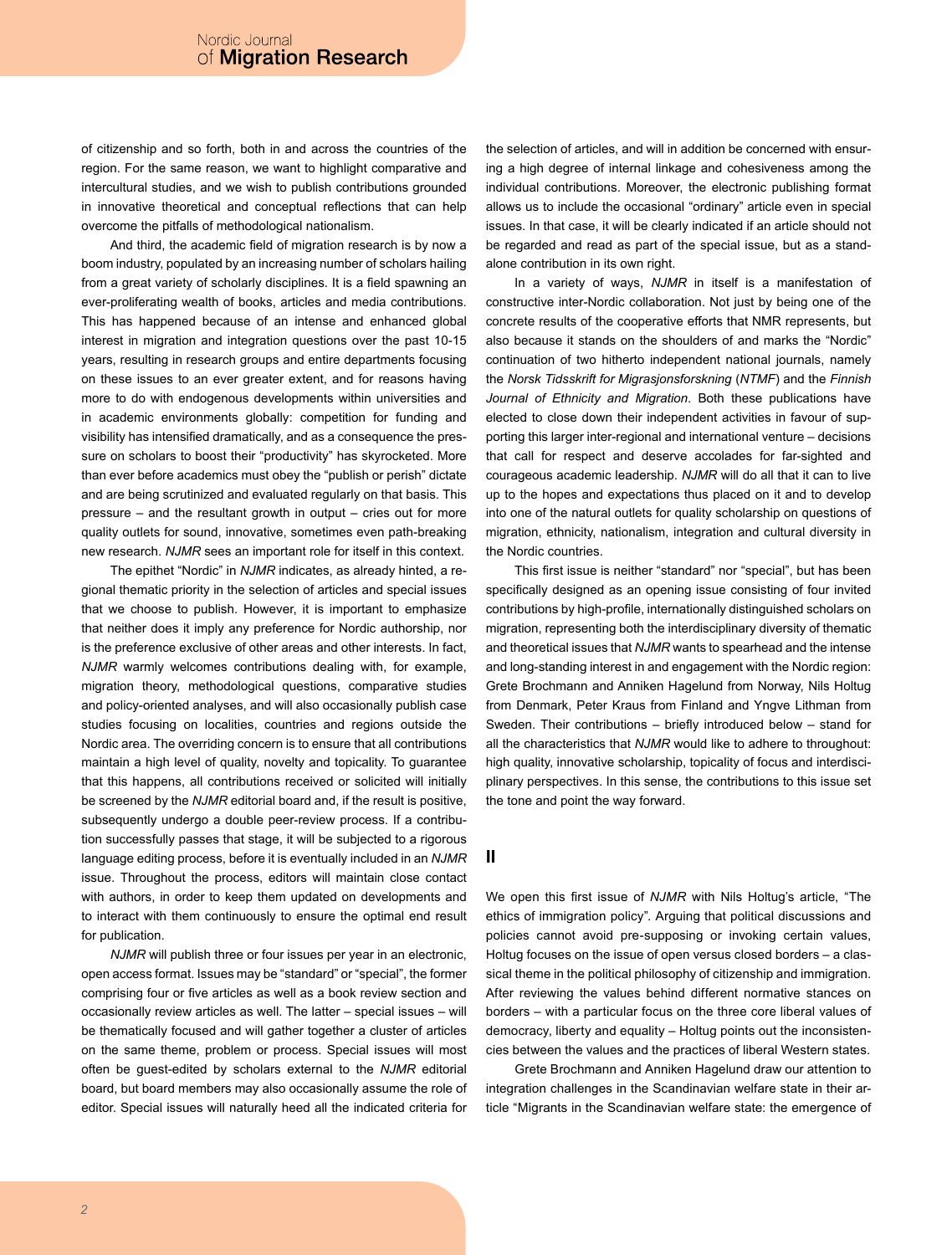of citizenship and so forth, both in and across the countries of the region. For the same reason, we want to highlight comparative and intercultural studies, and we wish to publish contributions grounded in innovative theoretical and conceptual reflections that can help overcome the pitfalls of methodological nationalism.

And third, the academic field of migration research is by now a boom industry, populated by an increasing number of scholars hailing from a great variety of scholarly disciplines. It is a field spawning an ever-proliferating wealth of books, articles and media contributions. This has happened because of an intense and enhanced global interest in migration and integration questions over the past 10-15 years, resulting in research groups and entire departments focusing on these issues to an ever greater extent, and for reasons having more to do with endogenous developments within universities and in academic environments globally: competition for funding and visibility has intensified dramatically, and as a consequence the pressure on scholars to boost their "productivity" has skyrocketed. More than ever before academics must obey the "publish or perish" dictate and are being scrutinized and evaluated regularly on that basis. This pressure – and the resultant growth in output – cries out for more quality outlets for sound, innovative, sometimes even path-breaking new research. *NJMR* sees an important role for itself in this context.

The epithet "Nordic" in *NJMR* indicates, as already hinted, a regional thematic priority in the selection of articles and special issues that we choose to publish. However, it is important to emphasize that neither does it imply any preference for Nordic authorship, nor is the preference exclusive of other areas and other interests. In fact, *NJMR* warmly welcomes contributions dealing with, for example, migration theory, methodological questions, comparative studies and policy-oriented analyses, and will also occasionally publish case studies focusing on localities, countries and regions outside the Nordic area. The overriding concern is to ensure that all contributions maintain a high level of quality, novelty and topicality. To guarantee that this happens, all contributions received or solicited will initially be screened by the *NJMR* editorial board and, if the result is positive, subsequently undergo a double peer-review process. If a contribution successfully passes that stage, it will be subjected to a rigorous language editing process, before it is eventually included in an *NJMR* issue. Throughout the process, editors will maintain close contact with authors, in order to keep them updated on developments and to interact with them continuously to ensure the optimal end result for publication.

*NJMR* will publish three or four issues per year in an electronic, open access format. Issues may be "standard" or "special", the former comprising four or five articles as well as a book review section and occasionally review articles as well. The latter – special issues – will be thematically focused and will gather together a cluster of articles on the same theme, problem or process. Special issues will most often be guest-edited by scholars external to the *NJMR* editorial board, but board members may also occasionally assume the role of editor. Special issues will naturally heed all the indicated criteria for the selection of articles, and will in addition be concerned with ensuring a high degree of internal linkage and cohesiveness among the individual contributions. Moreover, the electronic publishing format allows us to include the occasional "ordinary" article even in special issues. In that case, it will be clearly indicated if an article should not be regarded and read as part of the special issue, but as a stand-alone contribution in its own right.

In a variety of ways, *NJMR* in itself is a manifestation of constructive inter-Nordic collaboration. Not just by being one of the concrete results of the cooperative efforts that NMR represents, but also because it stands on the shoulders of and marks the "Nordic" continuation of two hitherto independent national journals, namely the *Norsk Tidsskrift for Migrasjonsforskning* (*NTMF*) and the *Finnish Journal of Ethnicity and Migration*. Both these publications have elected to close down their independent activities in favour of supporting this larger inter-regional and international venture – decisions that call for respect and deserve accolades for far-sighted and courageous academic leadership. *NJMR* will do all that it can to live up to the hopes and expectations thus placed on it and to develop into one of the natural outlets for quality scholarship on questions of migration, ethnicity, nationalism, integration and cultural diversity in the Nordic countries.

This first issue is neither "standard" nor "special", but has been specifically designed as an opening issue consisting of four invited contributions by high-profile, internationally distinguished scholars on migration, representing both the interdisciplinary diversity of thematic and theoretical issues that *NJMR* wants to spearhead and the intense and long-standing interest in and engagement with the Nordic region: Grete Brochmann and Anniken Hagelund from Norway, Nils Holtug from Denmark, Peter Kraus from Finland and Yngve Lithman from Sweden. Their contributions – briefly introduced below – stand for all the characteristics that *NJMR* would like to adhere to throughout: high quality, innovative scholarship, topicality of focus and interdisciplinary perspectives. In this sense, the contributions to this issue set the tone and point the way forward.

## II

We open this first issue of *NJMR* with Nils Holtug's article, "The ethics of immigration policy". Arguing that political discussions and policies cannot avoid pre-supposing or invoking certain values, Holtug focuses on the issue of open versus closed borders – a classical theme in the political philosophy of citizenship and immigration. After reviewing the values behind different normative stances on borders – with a particular focus on the three core liberal values of democracy, liberty and equality – Holtug points out the inconsistencies between the values and the practices of liberal Western states.

Grete Brochmann and Anniken Hagelund draw our attention to integration challenges in the Scandinavian welfare state in their article "Migrants in the Scandinavian welfare state: the emergence of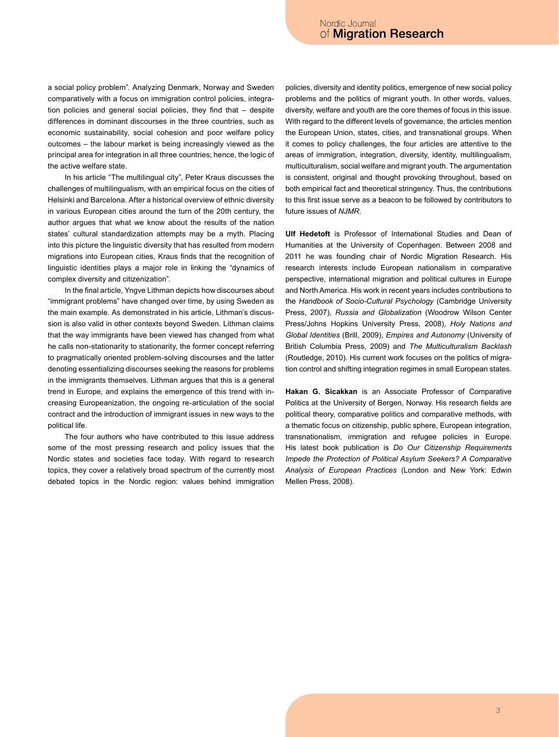a social policy problem". Analyzing Denmark, Norway and Sweden comparatively with a focus on immigration control policies, integration policies and general social policies, they find that – despite differences in dominant discourses in the three countries, such as economic sustainability, social cohesion and poor welfare policy outcomes – the labour market is being increasingly viewed as the principal area for integration in all three countries; hence, the logic of the active welfare state.

In his article "The multilingual city", Peter Kraus discusses the challenges of multilingualism, with an empirical focus on the cities of Helsinki and Barcelona. After a historical overview of ethnic diversity in various European cities around the turn of the 20th century, the author argues that what we know about the results of the nation states' cultural standardization attempts may be a myth. Placing into this picture the linguistic diversity that has resulted from modern migrations into European cities, Kraus finds that the recognition of linguistic identities plays a major role in linking the "dynamics of complex diversity and citizenization".

In the final article, Yngve Lithman depicts how discourses about "immigrant problems" have changed over time, by using Sweden as the main example. As demonstrated in his article, Lithman's discussion is also valid in other contexts beyond Sweden. Lithman claims that the way immigrants have been viewed has changed from what he calls non-stationarity to stationarity, the former concept referring to pragmatically oriented problem-solving discourses and the latter denoting essentializing discourses seeking the reasons for problems in the immigrants themselves. Lithman argues that this is a general trend in Europe, and explains the emergence of this trend with increasing Europeanization, the ongoing re-articulation of the social contract and the introduction of immigrant issues in new ways to the political life.

The four authors who have contributed to this issue address some of the most pressing research and policy issues that the Nordic states and societies face today. With regard to research topics, they cover a relatively broad spectrum of the currently most debated topics in the Nordic region: values behind immigration policies, diversity and identity politics, emergence of new social policy problems and the politics of migrant youth. In other words, values, diversity, welfare and youth are the core themes of focus in this issue. With regard to the different levels of governance, the articles mention the European Union, states, cities, and transnational groups. When it comes to policy challenges, the four articles are attentive to the areas of immigration, integration, diversity, identity, multilingualism, multiculturalism, social welfare and migrant youth. The argumentation is consistent, original and thought provoking throughout, based on both empirical fact and theoretical stringency. Thus, the contributions to this first issue serve as a beacon to be followed by contributors to future issues of *NJMR*.

**Ulf Hedetoft** is Professor of International Studies and Dean of Humanities at the University of Copenhagen. Between 2008 and 2011 he was founding chair of Nordic Migration Research. His research interests include European nationalism in comparative perspective, international migration and political cultures in Europe and North America. His work in recent years includes contributions to the *Handbook of Socio-Cultural Psychology* (Cambridge University Press, 2007), *Russia and Globalization* (Woodrow Wilson Center Press/Johns Hopkins University Press, 2008), *Holy Nations and Global Identities* (Brill, 2009), *Empires and Autonomy* (University of British Columbia Press, 2009) and *The Multiculturalism Backlash* (Routledge, 2010). His current work focuses on the politics of migration control and shifting integration regimes in small European states.

**Hakan G. Sicakkan** is an Associate Professor of Comparative Politics at the University of Bergen, Norway. His research fields are political theory, comparative politics and comparative methods, with a thematic focus on citizenship, public sphere, European integration, transnationalism, immigration and refugee policies in Europe. His latest book publication is *Do Our Citizenship Requirements Impede the Protection of Political Asylum Seekers? A Comparative Analysis of European Practices* (London and New York: Edwin Mellen Press, 2008).